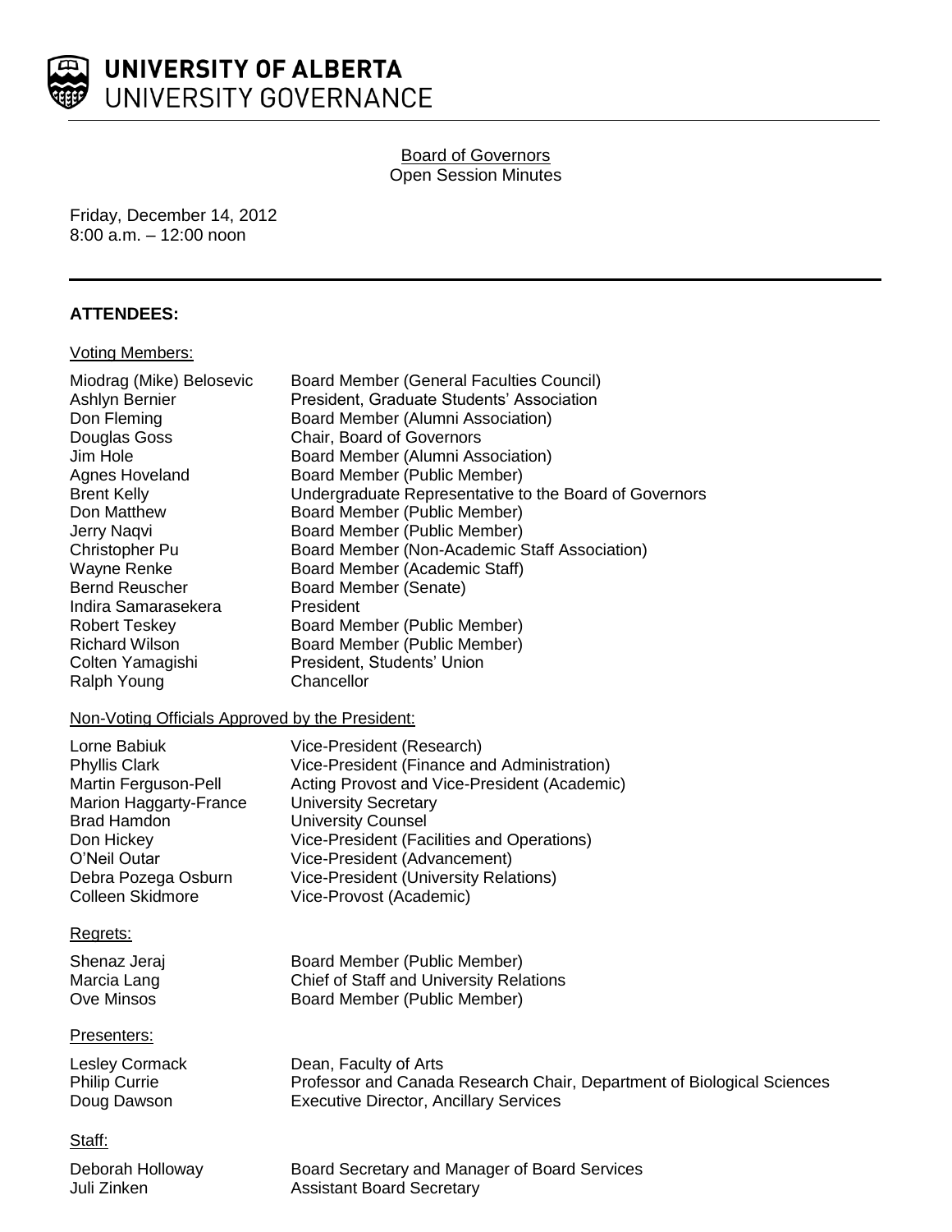**UNIVERSITY OF ALBERTA**
UNIVERSITY GOVERNANCE

Board of Governors
Open Session Minutes

Friday, December 14, 2012
8:00 a.m. – 12:00 noon

## ATTENDEES:

Voting Members:

| | |
|---|---|
| Miodrag (Mike) Belosevic | Board Member (General Faculties Council) |
| Ashlyn Bernier | President, Graduate Students' Association |
| Don Fleming | Board Member (Alumni Association) |
| Douglas Goss | Chair, Board of Governors |
| Jim Hole | Board Member (Alumni Association) |
| Agnes Hoveland | Board Member (Public Member) |
| Brent Kelly | Undergraduate Representative to the Board of Governors |
| Don Matthew | Board Member (Public Member) |
| Jerry Naqvi | Board Member (Public Member) |
| Christopher Pu | Board Member (Non-Academic Staff Association) |
| Wayne Renke | Board Member (Academic Staff) |
| Bernd Reuscher | Board Member (Senate) |
| Indira Samarasekera | President |
| Robert Teskey | Board Member (Public Member) |
| Richard Wilson | Board Member (Public Member) |
| Colten Yamagishi | President, Students' Union |
| Ralph Young | Chancellor |

Non-Voting Officials Approved by the President:

| | |
|---|---|
| Lorne Babiuk | Vice-President (Research) |
| Phyllis Clark | Vice-President (Finance and Administration) |
| Martin Ferguson-Pell | Acting Provost and Vice-President (Academic) |
| Marion Haggarty-France | University Secretary |
| Brad Hamdon | University Counsel |
| Don Hickey | Vice-President (Facilities and Operations) |
| O'Neil Outar | Vice-President (Advancement) |
| Debra Pozega Osburn | Vice-President (University Relations) |
| Colleen Skidmore | Vice-Provost (Academic) |

Regrets:

| | |
|---|---|
| Shenaz Jeraj | Board Member (Public Member) |
| Marcia Lang | Chief of Staff and University Relations |
| Ove Minsos | Board Member (Public Member) |

Presenters:

| | |
|---|---|
| Lesley Cormack | Dean, Faculty of Arts |
| Philip Currie | Professor and Canada Research Chair, Department of Biological Sciences |
| Doug Dawson | Executive Director, Ancillary Services |

Staff:

| | |
|---|---|
| Deborah Holloway | Board Secretary and Manager of Board Services |
| Juli Zinken | Assistant Board Secretary |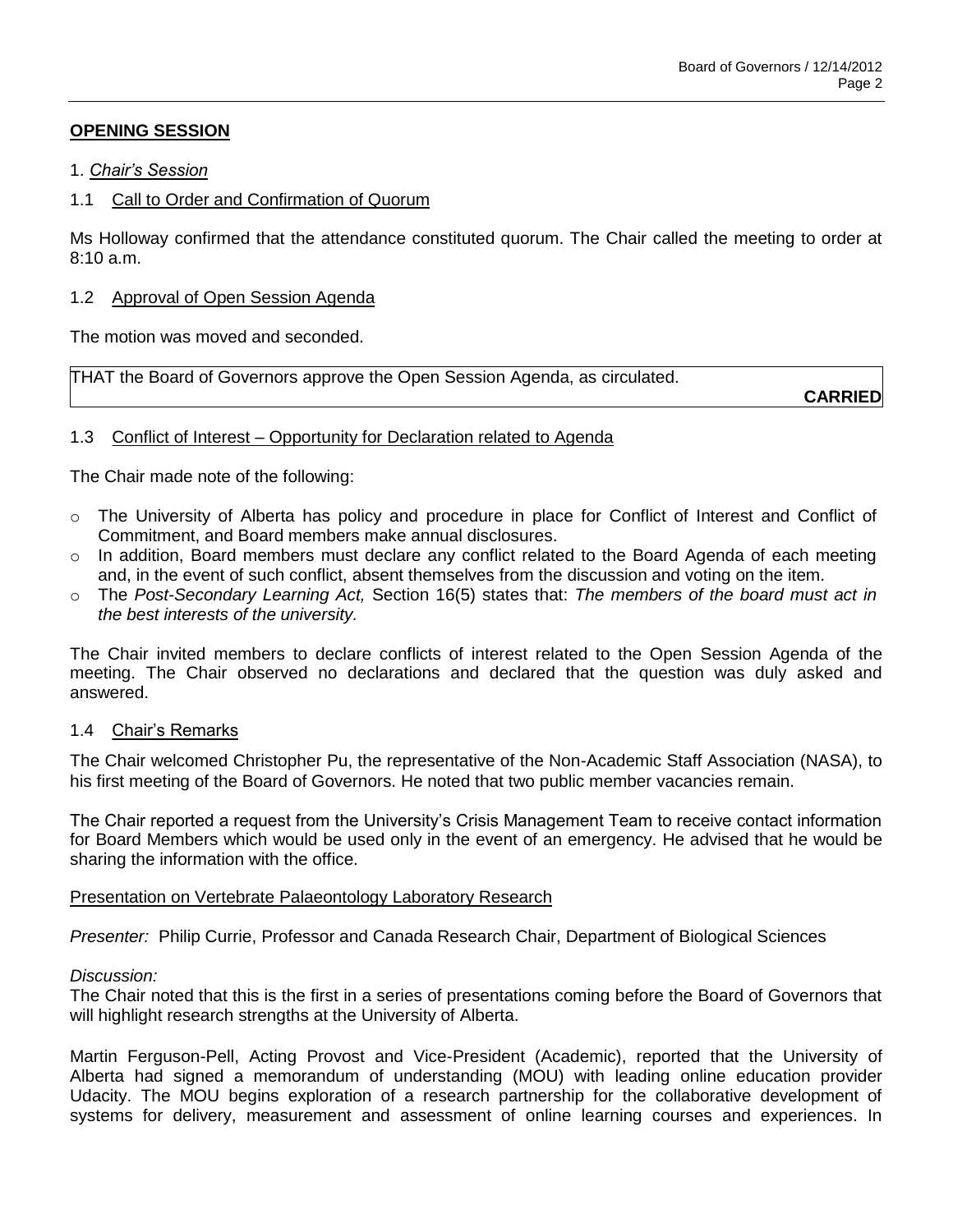**OPENING SESSION**

1. *Chair's Session*

1.1 Call to Order and Confirmation of Quorum

Ms Holloway confirmed that the attendance constituted quorum. The Chair called the meeting to order at 8:10 a.m.

1.2 Approval of Open Session Agenda

The motion was moved and seconded.

THAT the Board of Governors approve the Open Session Agenda, as circulated.

**CARRIED**

1.3 Conflict of Interest – Opportunity for Declaration related to Agenda

The Chair made note of the following:

- The University of Alberta has policy and procedure in place for Conflict of Interest and Conflict of Commitment, and Board members make annual disclosures.
- In addition, Board members must declare any conflict related to the Board Agenda of each meeting and, in the event of such conflict, absent themselves from the discussion and voting on the item.
- The *Post-Secondary Learning Act,* Section 16(5) states that: *The members of the board must act in the best interests of the university.*

The Chair invited members to declare conflicts of interest related to the Open Session Agenda of the meeting. The Chair observed no declarations and declared that the question was duly asked and answered.

1.4 Chair's Remarks

The Chair welcomed Christopher Pu, the representative of the Non-Academic Staff Association (NASA), to his first meeting of the Board of Governors. He noted that two public member vacancies remain.

The Chair reported a request from the University's Crisis Management Team to receive contact information for Board Members which would be used only in the event of an emergency. He advised that he would be sharing the information with the office.

Presentation on Vertebrate Palaeontology Laboratory Research

*Presenter:* Philip Currie, Professor and Canada Research Chair, Department of Biological Sciences

*Discussion:*
The Chair noted that this is the first in a series of presentations coming before the Board of Governors that will highlight research strengths at the University of Alberta.

Martin Ferguson-Pell, Acting Provost and Vice-President (Academic), reported that the University of Alberta had signed a memorandum of understanding (MOU) with leading online education provider Udacity. The MOU begins exploration of a research partnership for the collaborative development of systems for delivery, measurement and assessment of online learning courses and experiences. In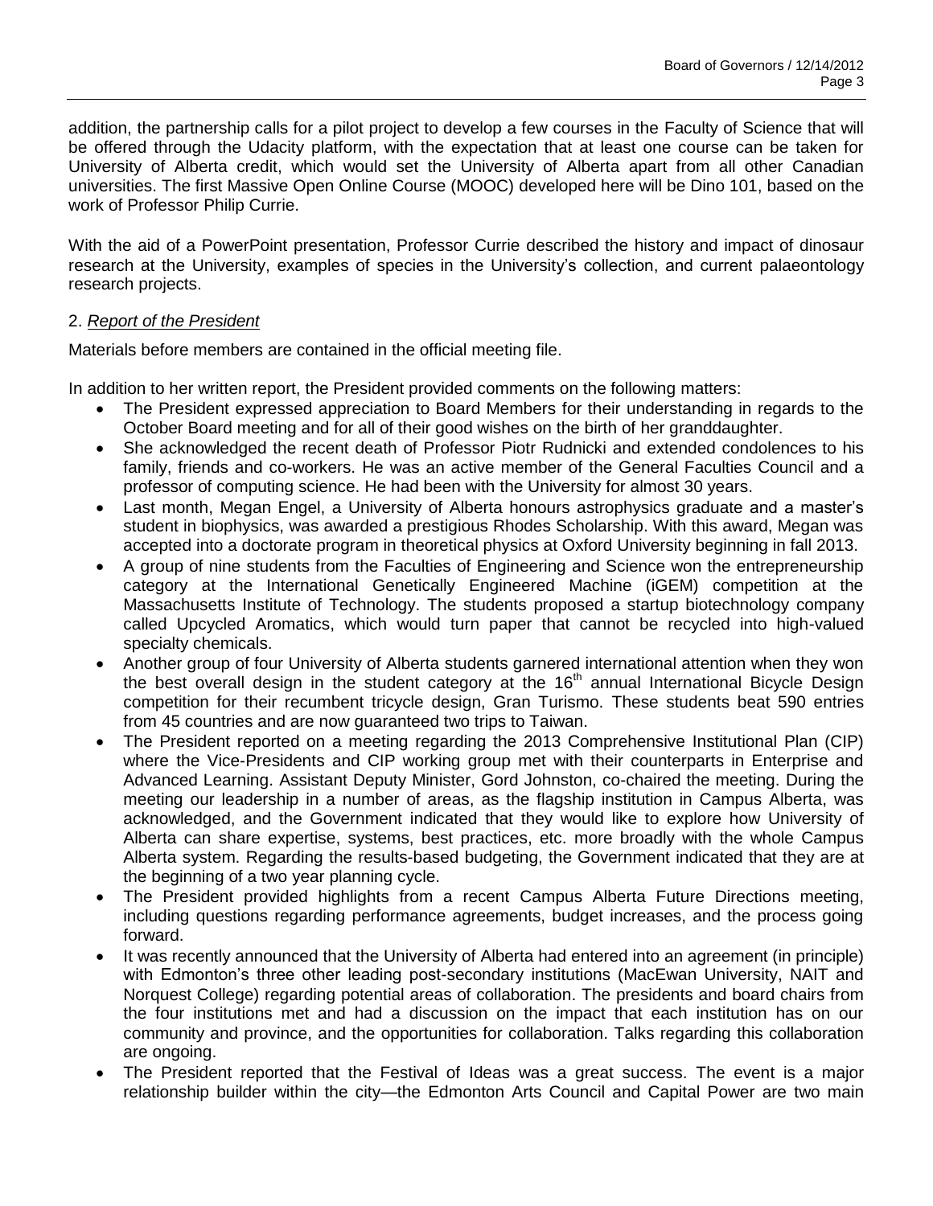addition, the partnership calls for a pilot project to develop a few courses in the Faculty of Science that will be offered through the Udacity platform, with the expectation that at least one course can be taken for University of Alberta credit, which would set the University of Alberta apart from all other Canadian universities. The first Massive Open Online Course (MOOC) developed here will be Dino 101, based on the work of Professor Philip Currie.

With the aid of a PowerPoint presentation, Professor Currie described the history and impact of dinosaur research at the University, examples of species in the University's collection, and current palaeontology research projects.

2. *Report of the President*

Materials before members are contained in the official meeting file.

In addition to her written report, the President provided comments on the following matters:

- The President expressed appreciation to Board Members for their understanding in regards to the October Board meeting and for all of their good wishes on the birth of her granddaughter.
- She acknowledged the recent death of Professor Piotr Rudnicki and extended condolences to his family, friends and co-workers. He was an active member of the General Faculties Council and a professor of computing science. He had been with the University for almost 30 years.
- Last month, Megan Engel, a University of Alberta honours astrophysics graduate and a master's student in biophysics, was awarded a prestigious Rhodes Scholarship. With this award, Megan was accepted into a doctorate program in theoretical physics at Oxford University beginning in fall 2013.
- A group of nine students from the Faculties of Engineering and Science won the entrepreneurship category at the International Genetically Engineered Machine (iGEM) competition at the Massachusetts Institute of Technology. The students proposed a startup biotechnology company called Upcycled Aromatics, which would turn paper that cannot be recycled into high-valued specialty chemicals.
- Another group of four University of Alberta students garnered international attention when they won the best overall design in the student category at the 16th annual International Bicycle Design competition for their recumbent tricycle design, Gran Turismo. These students beat 590 entries from 45 countries and are now guaranteed two trips to Taiwan.
- The President reported on a meeting regarding the 2013 Comprehensive Institutional Plan (CIP) where the Vice-Presidents and CIP working group met with their counterparts in Enterprise and Advanced Learning. Assistant Deputy Minister, Gord Johnston, co-chaired the meeting. During the meeting our leadership in a number of areas, as the flagship institution in Campus Alberta, was acknowledged, and the Government indicated that they would like to explore how University of Alberta can share expertise, systems, best practices, etc. more broadly with the whole Campus Alberta system. Regarding the results-based budgeting, the Government indicated that they are at the beginning of a two year planning cycle.
- The President provided highlights from a recent Campus Alberta Future Directions meeting, including questions regarding performance agreements, budget increases, and the process going forward.
- It was recently announced that the University of Alberta had entered into an agreement (in principle) with Edmonton's three other leading post-secondary institutions (MacEwan University, NAIT and Norquest College) regarding potential areas of collaboration. The presidents and board chairs from the four institutions met and had a discussion on the impact that each institution has on our community and province, and the opportunities for collaboration. Talks regarding this collaboration are ongoing.
- The President reported that the Festival of Ideas was a great success. The event is a major relationship builder within the city—the Edmonton Arts Council and Capital Power are two main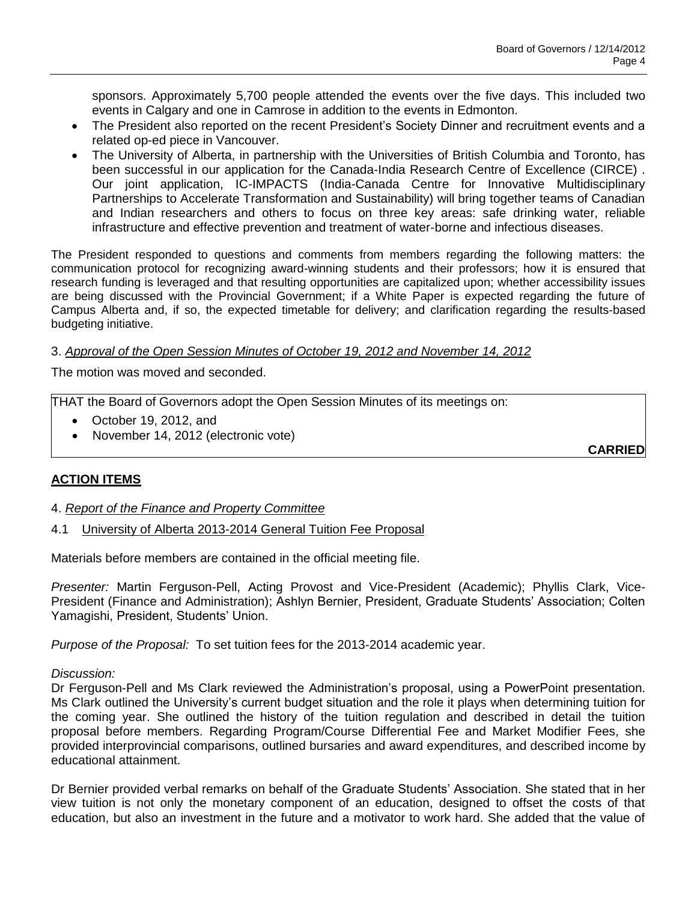sponsors. Approximately 5,700 people attended the events over the five days. This included two events in Calgary and one in Camrose in addition to the events in Edmonton.

- The President also reported on the recent President's Society Dinner and recruitment events and a related op-ed piece in Vancouver.
- The University of Alberta, in partnership with the Universities of British Columbia and Toronto, has been successful in our application for the Canada-India Research Centre of Excellence (CIRCE) . Our joint application, IC-IMPACTS (India-Canada Centre for Innovative Multidisciplinary Partnerships to Accelerate Transformation and Sustainability) will bring together teams of Canadian and Indian researchers and others to focus on three key areas: safe drinking water, reliable infrastructure and effective prevention and treatment of water-borne and infectious diseases.

The President responded to questions and comments from members regarding the following matters: the communication protocol for recognizing award-winning students and their professors; how it is ensured that research funding is leveraged and that resulting opportunities are capitalized upon; whether accessibility issues are being discussed with the Provincial Government; if a White Paper is expected regarding the future of Campus Alberta and, if so, the expected timetable for delivery; and clarification regarding the results-based budgeting initiative.

3. *Approval of the Open Session Minutes of October 19, 2012 and November 14, 2012*

The motion was moved and seconded.

THAT the Board of Governors adopt the Open Session Minutes of its meetings on:

- October 19, 2012, and
- November 14, 2012 (electronic vote)

**CARRIED**

## ACTION ITEMS

4. *Report of the Finance and Property Committee*

4.1 University of Alberta 2013-2014 General Tuition Fee Proposal

Materials before members are contained in the official meeting file.

*Presenter:* Martin Ferguson-Pell, Acting Provost and Vice-President (Academic); Phyllis Clark, Vice-President (Finance and Administration); Ashlyn Bernier, President, Graduate Students' Association; Colten Yamagishi, President, Students' Union.

*Purpose of the Proposal:* To set tuition fees for the 2013-2014 academic year.

*Discussion:*

Dr Ferguson-Pell and Ms Clark reviewed the Administration's proposal, using a PowerPoint presentation. Ms Clark outlined the University's current budget situation and the role it plays when determining tuition for the coming year. She outlined the history of the tuition regulation and described in detail the tuition proposal before members. Regarding Program/Course Differential Fee and Market Modifier Fees, she provided interprovincial comparisons, outlined bursaries and award expenditures, and described income by educational attainment.

Dr Bernier provided verbal remarks on behalf of the Graduate Students' Association. She stated that in her view tuition is not only the monetary component of an education, designed to offset the costs of that education, but also an investment in the future and a motivator to work hard. She added that the value of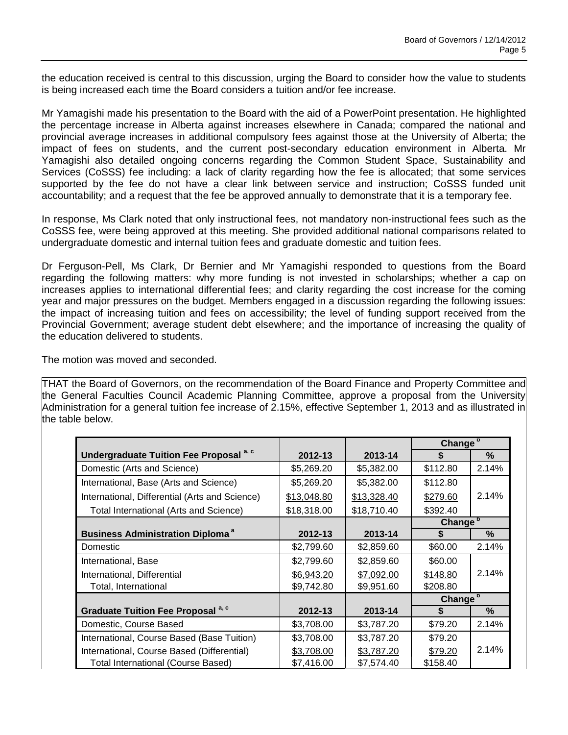the education received is central to this discussion, urging the Board to consider how the value to students is being increased each time the Board considers a tuition and/or fee increase.

Mr Yamagishi made his presentation to the Board with the aid of a PowerPoint presentation. He highlighted the percentage increase in Alberta against increases elsewhere in Canada; compared the national and provincial average increases in additional compulsory fees against those at the University of Alberta; the impact of fees on students, and the current post-secondary education environment in Alberta. Mr Yamagishi also detailed ongoing concerns regarding the Common Student Space, Sustainability and Services (CoSSS) fee including: a lack of clarity regarding how the fee is allocated; that some services supported by the fee do not have a clear link between service and instruction; CoSSS funded unit accountability; and a request that the fee be approved annually to demonstrate that it is a temporary fee.

In response, Ms Clark noted that only instructional fees, not mandatory non-instructional fees such as the CoSSS fee, were being approved at this meeting. She provided additional national comparisons related to undergraduate domestic and internal tuition fees and graduate domestic and tuition fees.

Dr Ferguson-Pell, Ms Clark, Dr Bernier and Mr Yamagishi responded to questions from the Board regarding the following matters: why more funding is not invested in scholarships; whether a cap on increases applies to international differential fees; and clarity regarding the cost increase for the coming year and major pressures on the budget. Members engaged in a discussion regarding the following issues: the impact of increasing tuition and fees on accessibility; the level of funding support received from the Provincial Government; average student debt elsewhere; and the importance of increasing the quality of the education delivered to students.

The motion was moved and seconded.

THAT the Board of Governors, on the recommendation of the Board Finance and Property Committee and the General Faculties Council Academic Planning Committee, approve a proposal from the University Administration for a general tuition fee increase of 2.15%, effective September 1, 2013 and as illustrated in the table below.

| | | | Change [b] | |
|---|---|---|---|---|
| **Undergraduate Tuition Fee Proposal [a, c]** | **2012-13** | **2013-14** | **$** | **%** |
| Domestic (Arts and Science) | $5,269.20 | $5,382.00 | $112.80 | 2.14% |
| International, Base (Arts and Science) | $5,269.20 | $5,382.00 | $112.80 | |
| International, Differential (Arts and Science) | $13,048.80 | $13,328.40 | $279.60 | 2.14% |
| Total International (Arts and Science) | $18,318.00 | $18,710.40 | $392.40 | |
| | | | **Change [b]** | |
| **Business Administration Diploma [a]** | **2012-13** | **2013-14** | **$** | **%** |
| Domestic | $2,799.60 | $2,859.60 | $60.00 | 2.14% |
| International, Base | $2,799.60 | $2,859.60 | $60.00 | |
| International, Differential | $6,943.20 | $7,092.00 | $148.80 | 2.14% |
| Total, International | $9,742.80 | $9,951.60 | $208.80 | |
| | | | **Change [b]** | |
| **Graduate Tuition Fee Proposal [a, c]** | **2012-13** | **2013-14** | **$** | **%** |
| Domestic, Course Based | $3,708.00 | $3,787.20 | $79.20 | 2.14% |
| International, Course Based (Base Tuition) | $3,708.00 | $3,787.20 | $79.20 | |
| International, Course Based (Differential) | $3,708.00 | $3,787.20 | $79.20 | 2.14% |
| Total International (Course Based) | $7,416.00 | $7,574.40 | $158.40 | |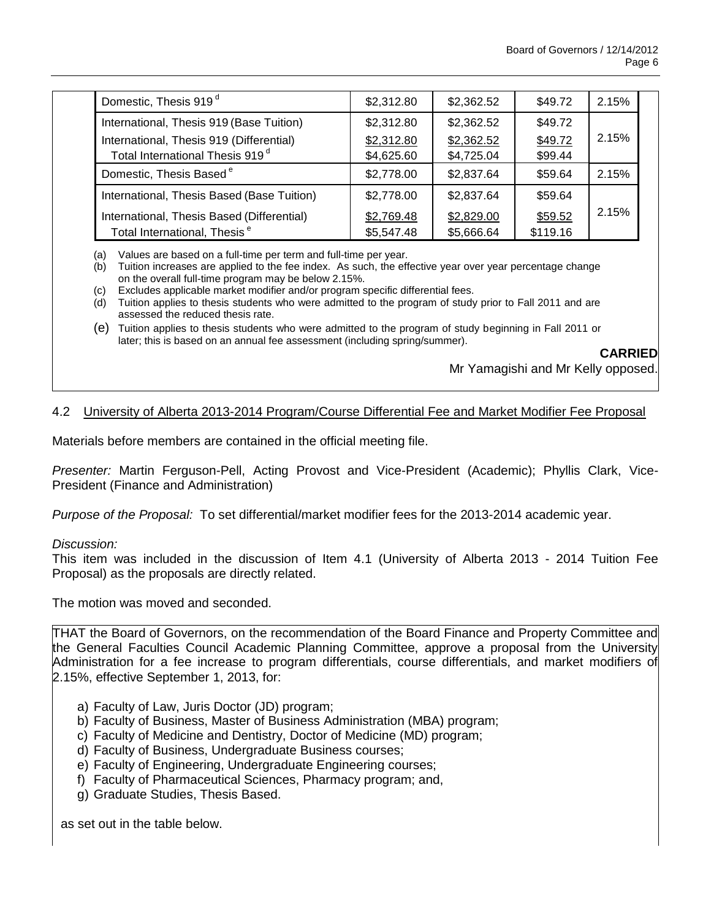| | | | | |
|---|---|---|---|---|
| Domestic, Thesis 919 [d] | \$2,312.80 | \$2,362.52 | \$49.72 | 2.15% |
| International, Thesis 919 (Base Tuition) | \$2,312.80 | \$2,362.52 | \$49.72 | 2.15% |
| International, Thesis 919 (Differential) | \$2,312.80 | \$2,362.52 | \$49.72 | |
| Total International Thesis 919 [d] | \$4,625.60 | \$4,725.04 | \$99.44 | |
| Domestic, Thesis Based [e] | \$2,778.00 | \$2,837.64 | \$59.64 | 2.15% |
| International, Thesis Based (Base Tuition) | \$2,778.00 | \$2,837.64 | \$59.64 | 2.15% |
| International, Thesis Based (Differential) | \$2,769.48 | \$2,829.00 | \$59.52 | |
| Total International, Thesis [e] | \$5,547.48 | \$5,666.64 | \$119.16 | |

(a) Values are based on a full-time per term and full-time per year.
(b) Tuition increases are applied to the fee index. As such, the effective year over year percentage change on the overall full-time program may be below 2.15%.
(c) Excludes applicable market modifier and/or program specific differential fees.
(d) Tuition applies to thesis students who were admitted to the program of study prior to Fall 2011 and are assessed the reduced thesis rate.
(e) Tuition applies to thesis students who were admitted to the program of study beginning in Fall 2011 or later; this is based on an annual fee assessment (including spring/summer).

**CARRIED**

Mr Yamagishi and Mr Kelly opposed.

4.2 University of Alberta 2013-2014 Program/Course Differential Fee and Market Modifier Fee Proposal

Materials before members are contained in the official meeting file.

*Presenter:* Martin Ferguson-Pell, Acting Provost and Vice-President (Academic); Phyllis Clark, Vice-President (Finance and Administration)

*Purpose of the Proposal:* To set differential/market modifier fees for the 2013-2014 academic year.

*Discussion:*
This item was included in the discussion of Item 4.1 (University of Alberta 2013 - 2014 Tuition Fee Proposal) as the proposals are directly related.

The motion was moved and seconded.

THAT the Board of Governors, on the recommendation of the Board Finance and Property Committee and the General Faculties Council Academic Planning Committee, approve a proposal from the University Administration for a fee increase to program differentials, course differentials, and market modifiers of 2.15%, effective September 1, 2013, for:

a) Faculty of Law, Juris Doctor (JD) program;
b) Faculty of Business, Master of Business Administration (MBA) program;
c) Faculty of Medicine and Dentistry, Doctor of Medicine (MD) program;
d) Faculty of Business, Undergraduate Business courses;
e) Faculty of Engineering, Undergraduate Engineering courses;
f) Faculty of Pharmaceutical Sciences, Pharmacy program; and,
g) Graduate Studies, Thesis Based.

as set out in the table below.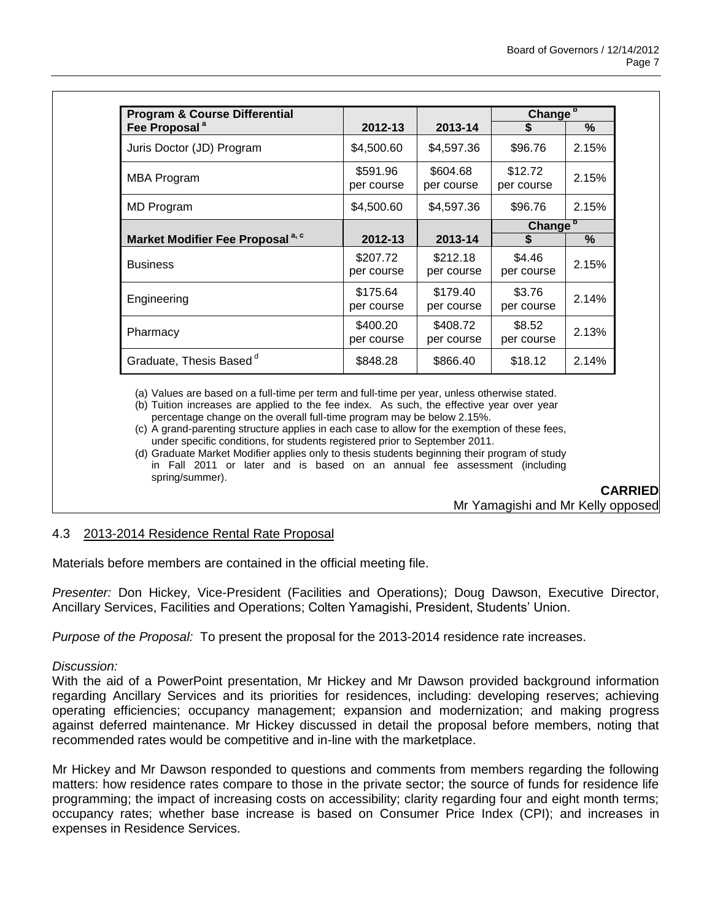| Program & Course Differential Fee Proposal [a] | 2012-13 | 2013-14 | Change [b] $ | % |
|---|---|---|---|---|
| Juris Doctor (JD) Program | $4,500.60 | $4,597.36 | $96.76 | 2.15% |
| MBA Program | $591.96 per course | $604.68 per course | $12.72 per course | 2.15% |
| MD Program | $4,500.60 | $4,597.36 | $96.76 | 2.15% |
| **Market Modifier Fee Proposal [a, c]** | **2012-13** | **2013-14** | **Change [b] $** | **%** |
| Business | $207.72 per course | $212.18 per course | $4.46 per course | 2.15% |
| Engineering | $175.64 per course | $179.40 per course | $3.76 per course | 2.14% |
| Pharmacy | $400.20 per course | $408.72 per course | $8.52 per course | 2.13% |
| Graduate, Thesis Based [d] | $848.28 | $866.40 | $18.12 | 2.14% |

(a) Values are based on a full-time per term and full-time per year, unless otherwise stated.
(b) Tuition increases are applied to the fee index. As such, the effective year over year percentage change on the overall full-time program may be below 2.15%.
(c) A grand-parenting structure applies in each case to allow for the exemption of these fees, under specific conditions, for students registered prior to September 2011.
(d) Graduate Market Modifier applies only to thesis students beginning their program of study in Fall 2011 or later and is based on an annual fee assessment (including spring/summer).

**CARRIED**
Mr Yamagishi and Mr Kelly opposed

### 4.3 2013-2014 Residence Rental Rate Proposal

Materials before members are contained in the official meeting file.

*Presenter:* Don Hickey, Vice-President (Facilities and Operations); Doug Dawson, Executive Director, Ancillary Services, Facilities and Operations; Colten Yamagishi, President, Students' Union.

*Purpose of the Proposal:* To present the proposal for the 2013-2014 residence rate increases.

*Discussion:*
With the aid of a PowerPoint presentation, Mr Hickey and Mr Dawson provided background information regarding Ancillary Services and its priorities for residences, including: developing reserves; achieving operating efficiencies; occupancy management; expansion and modernization; and making progress against deferred maintenance. Mr Hickey discussed in detail the proposal before members, noting that recommended rates would be competitive and in-line with the marketplace.

Mr Hickey and Mr Dawson responded to questions and comments from members regarding the following matters: how residence rates compare to those in the private sector; the source of funds for residence life programming; the impact of increasing costs on accessibility; clarity regarding four and eight month terms; occupancy rates; whether base increase is based on Consumer Price Index (CPI); and increases in expenses in Residence Services.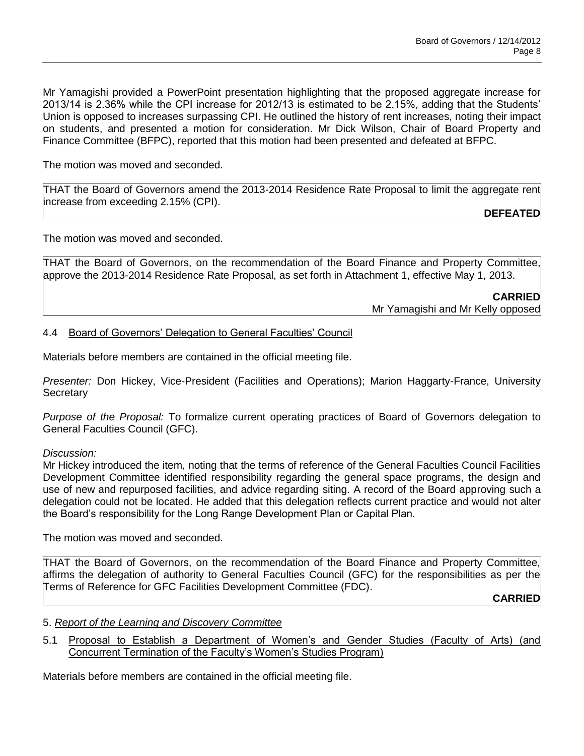Mr Yamagishi provided a PowerPoint presentation highlighting that the proposed aggregate increase for 2013/14 is 2.36% while the CPI increase for 2012/13 is estimated to be 2.15%, adding that the Students' Union is opposed to increases surpassing CPI. He outlined the history of rent increases, noting their impact on students, and presented a motion for consideration. Mr Dick Wilson, Chair of Board Property and Finance Committee (BFPC), reported that this motion had been presented and defeated at BFPC.

The motion was moved and seconded.

THAT the Board of Governors amend the 2013-2014 Residence Rate Proposal to limit the aggregate rent increase from exceeding 2.15% (CPI).

**DEFEATED**

The motion was moved and seconded.

THAT the Board of Governors, on the recommendation of the Board Finance and Property Committee, approve the 2013-2014 Residence Rate Proposal, as set forth in Attachment 1, effective May 1, 2013.

**CARRIED**
Mr Yamagishi and Mr Kelly opposed

### 4.4 Board of Governors' Delegation to General Faculties' Council

Materials before members are contained in the official meeting file.

*Presenter:* Don Hickey, Vice-President (Facilities and Operations); Marion Haggarty-France, University Secretary

*Purpose of the Proposal:* To formalize current operating practices of Board of Governors delegation to General Faculties Council (GFC).

*Discussion:*
Mr Hickey introduced the item, noting that the terms of reference of the General Faculties Council Facilities Development Committee identified responsibility regarding the general space programs, the design and use of new and repurposed facilities, and advice regarding siting. A record of the Board approving such a delegation could not be located. He added that this delegation reflects current practice and would not alter the Board's responsibility for the Long Range Development Plan or Capital Plan.

The motion was moved and seconded.

THAT the Board of Governors, on the recommendation of the Board Finance and Property Committee, affirms the delegation of authority to General Faculties Council (GFC) for the responsibilities as per the Terms of Reference for GFC Facilities Development Committee (FDC).

**CARRIED**

## 5. *Report of the Learning and Discovery Committee*

### 5.1 Proposal to Establish a Department of Women's and Gender Studies (Faculty of Arts) (and Concurrent Termination of the Faculty's Women's Studies Program)

Materials before members are contained in the official meeting file.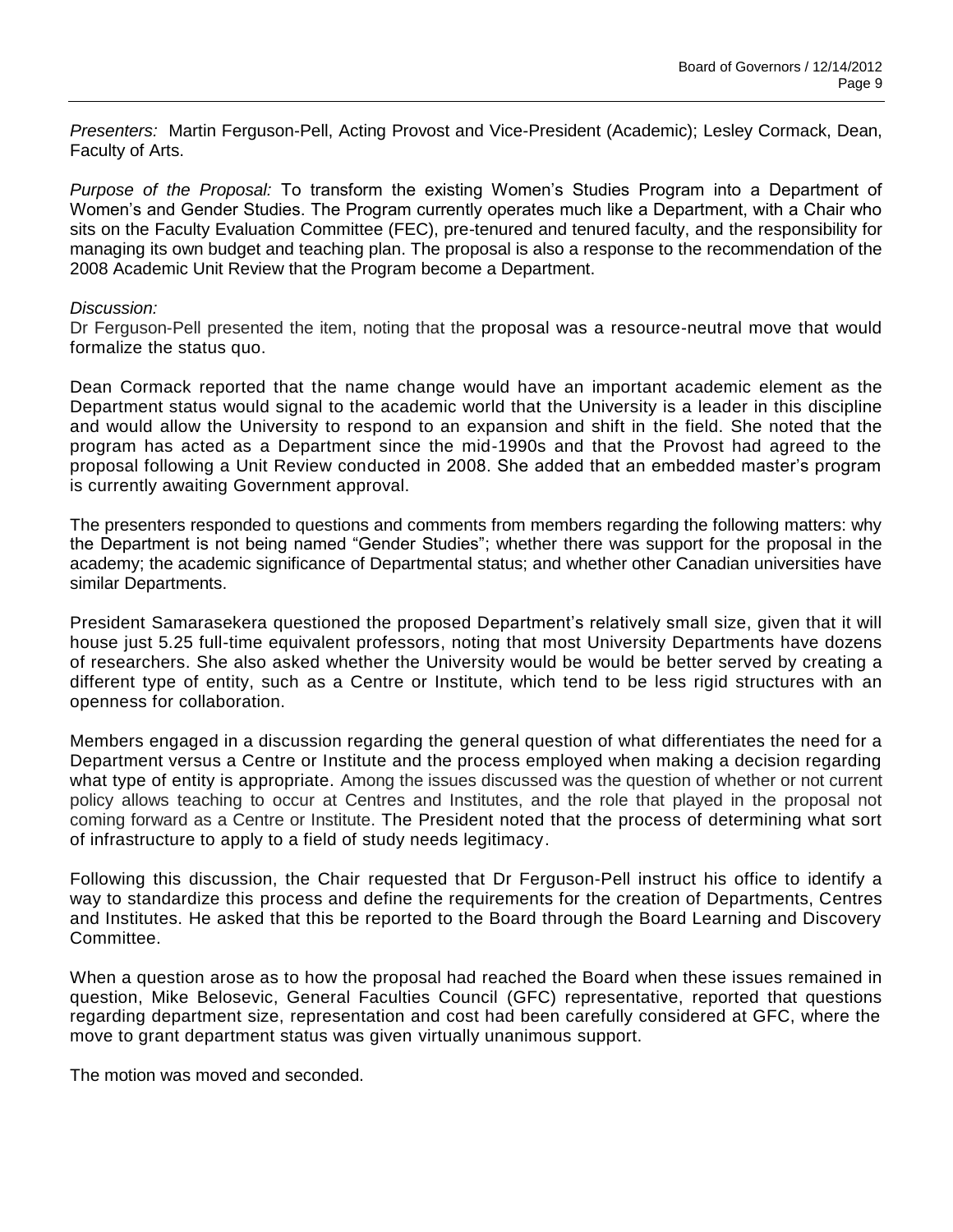*Presenters:* Martin Ferguson-Pell, Acting Provost and Vice-President (Academic); Lesley Cormack, Dean, Faculty of Arts.

*Purpose of the Proposal:* To transform the existing Women's Studies Program into a Department of Women's and Gender Studies. The Program currently operates much like a Department, with a Chair who sits on the Faculty Evaluation Committee (FEC), pre-tenured and tenured faculty, and the responsibility for managing its own budget and teaching plan. The proposal is also a response to the recommendation of the 2008 Academic Unit Review that the Program become a Department.

*Discussion:*

Dr Ferguson-Pell presented the item, noting that the proposal was a resource-neutral move that would formalize the status quo.

Dean Cormack reported that the name change would have an important academic element as the Department status would signal to the academic world that the University is a leader in this discipline and would allow the University to respond to an expansion and shift in the field. She noted that the program has acted as a Department since the mid-1990s and that the Provost had agreed to the proposal following a Unit Review conducted in 2008. She added that an embedded master's program is currently awaiting Government approval.

The presenters responded to questions and comments from members regarding the following matters: why the Department is not being named "Gender Studies"; whether there was support for the proposal in the academy; the academic significance of Departmental status; and whether other Canadian universities have similar Departments.

President Samarasekera questioned the proposed Department's relatively small size, given that it will house just 5.25 full-time equivalent professors, noting that most University Departments have dozens of researchers. She also asked whether the University would be would be better served by creating a different type of entity, such as a Centre or Institute, which tend to be less rigid structures with an openness for collaboration.

Members engaged in a discussion regarding the general question of what differentiates the need for a Department versus a Centre or Institute and the process employed when making a decision regarding what type of entity is appropriate. Among the issues discussed was the question of whether or not current policy allows teaching to occur at Centres and Institutes, and the role that played in the proposal not coming forward as a Centre or Institute. The President noted that the process of determining what sort of infrastructure to apply to a field of study needs legitimacy.

Following this discussion, the Chair requested that Dr Ferguson-Pell instruct his office to identify a way to standardize this process and define the requirements for the creation of Departments, Centres and Institutes. He asked that this be reported to the Board through the Board Learning and Discovery Committee.

When a question arose as to how the proposal had reached the Board when these issues remained in question, Mike Belosevic, General Faculties Council (GFC) representative, reported that questions regarding department size, representation and cost had been carefully considered at GFC, where the move to grant department status was given virtually unanimous support.

The motion was moved and seconded.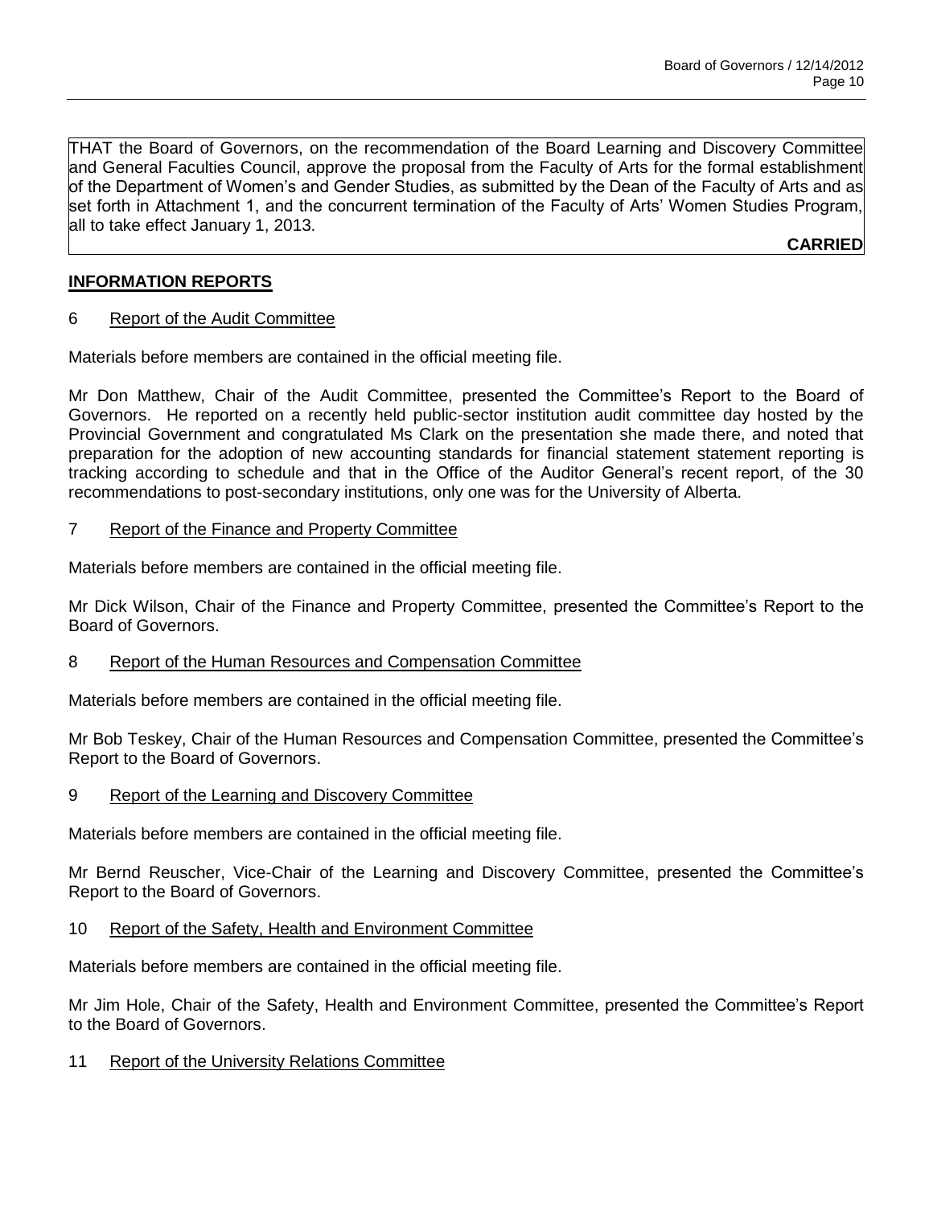THAT the Board of Governors, on the recommendation of the Board Learning and Discovery Committee and General Faculties Council, approve the proposal from the Faculty of Arts for the formal establishment of the Department of Women's and Gender Studies, as submitted by the Dean of the Faculty of Arts and as set forth in Attachment 1, and the concurrent termination of the Faculty of Arts' Women Studies Program, all to take effect January 1, 2013.

**CARRIED**

## INFORMATION REPORTS

### 6 Report of the Audit Committee

Materials before members are contained in the official meeting file.

Mr Don Matthew, Chair of the Audit Committee, presented the Committee's Report to the Board of Governors. He reported on a recently held public-sector institution audit committee day hosted by the Provincial Government and congratulated Ms Clark on the presentation she made there, and noted that preparation for the adoption of new accounting standards for financial statement statement reporting is tracking according to schedule and that in the Office of the Auditor General's recent report, of the 30 recommendations to post-secondary institutions, only one was for the University of Alberta.

### 7 Report of the Finance and Property Committee

Materials before members are contained in the official meeting file.

Mr Dick Wilson, Chair of the Finance and Property Committee, presented the Committee's Report to the Board of Governors.

### 8 Report of the Human Resources and Compensation Committee

Materials before members are contained in the official meeting file.

Mr Bob Teskey, Chair of the Human Resources and Compensation Committee, presented the Committee's Report to the Board of Governors.

### 9 Report of the Learning and Discovery Committee

Materials before members are contained in the official meeting file.

Mr Bernd Reuscher, Vice-Chair of the Learning and Discovery Committee, presented the Committee's Report to the Board of Governors.

### 10 Report of the Safety, Health and Environment Committee

Materials before members are contained in the official meeting file.

Mr Jim Hole, Chair of the Safety, Health and Environment Committee, presented the Committee's Report to the Board of Governors.

### 11 Report of the University Relations Committee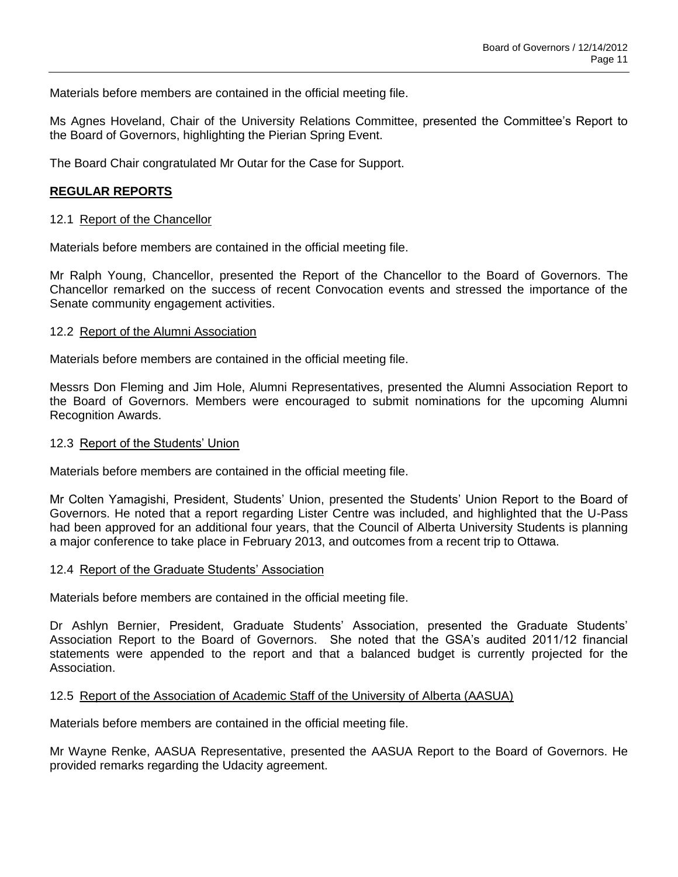Materials before members are contained in the official meeting file.

Ms Agnes Hoveland, Chair of the University Relations Committee, presented the Committee's Report to the Board of Governors, highlighting the Pierian Spring Event.

The Board Chair congratulated Mr Outar for the Case for Support.

## **REGULAR REPORTS**

### 12.1 Report of the Chancellor

Materials before members are contained in the official meeting file.

Mr Ralph Young, Chancellor, presented the Report of the Chancellor to the Board of Governors. The Chancellor remarked on the success of recent Convocation events and stressed the importance of the Senate community engagement activities.

### 12.2 Report of the Alumni Association

Materials before members are contained in the official meeting file.

Messrs Don Fleming and Jim Hole, Alumni Representatives, presented the Alumni Association Report to the Board of Governors. Members were encouraged to submit nominations for the upcoming Alumni Recognition Awards.

### 12.3 Report of the Students' Union

Materials before members are contained in the official meeting file.

Mr Colten Yamagishi, President, Students' Union, presented the Students' Union Report to the Board of Governors. He noted that a report regarding Lister Centre was included, and highlighted that the U-Pass had been approved for an additional four years, that the Council of Alberta University Students is planning a major conference to take place in February 2013, and outcomes from a recent trip to Ottawa.

### 12.4 Report of the Graduate Students' Association

Materials before members are contained in the official meeting file.

Dr Ashlyn Bernier, President, Graduate Students' Association, presented the Graduate Students' Association Report to the Board of Governors. She noted that the GSA's audited 2011/12 financial statements were appended to the report and that a balanced budget is currently projected for the Association.

### 12.5 Report of the Association of Academic Staff of the University of Alberta (AASUA)

Materials before members are contained in the official meeting file.

Mr Wayne Renke, AASUA Representative, presented the AASUA Report to the Board of Governors. He provided remarks regarding the Udacity agreement.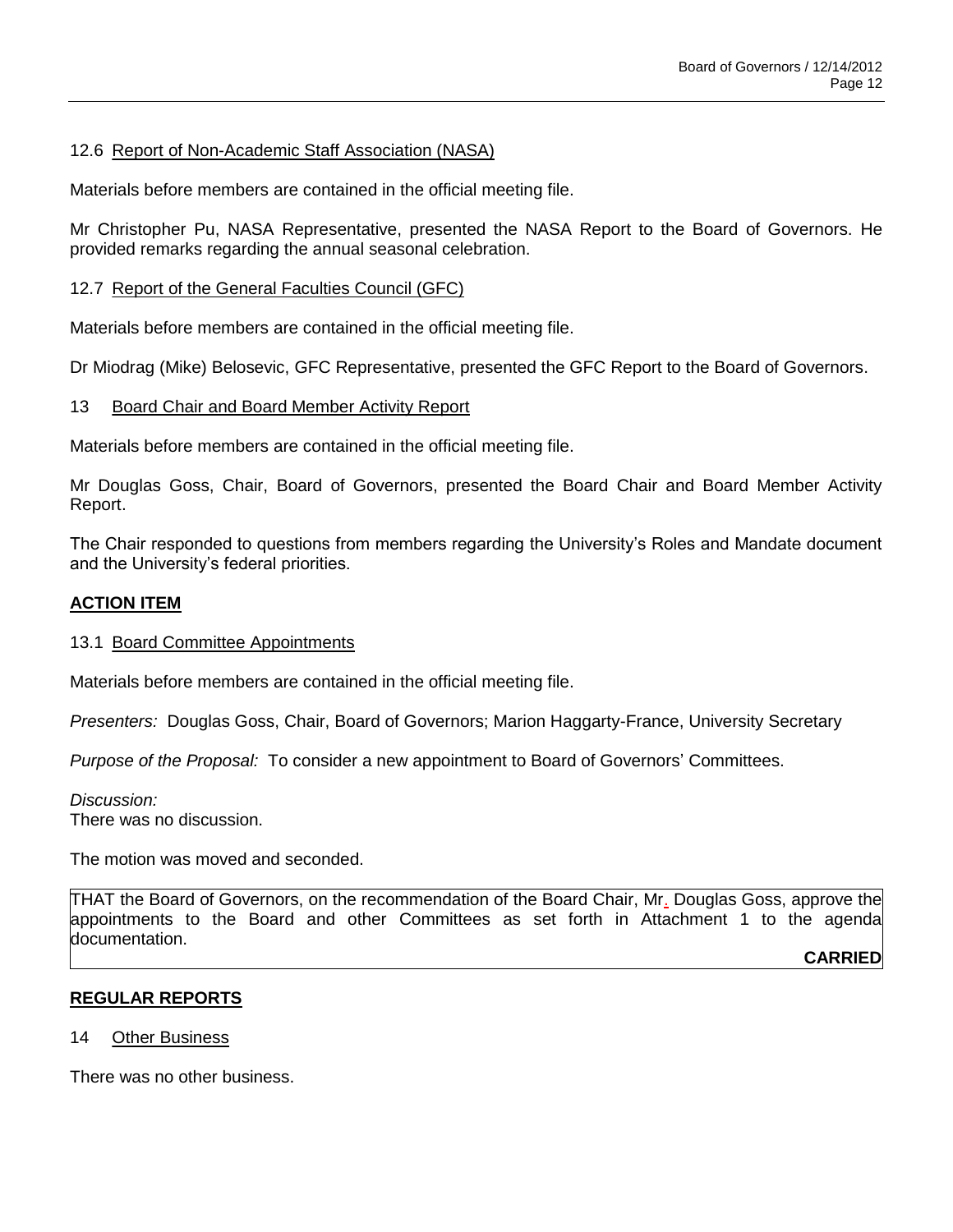12.6 Report of Non-Academic Staff Association (NASA)

Materials before members are contained in the official meeting file.

Mr Christopher Pu, NASA Representative, presented the NASA Report to the Board of Governors. He provided remarks regarding the annual seasonal celebration.

12.7 Report of the General Faculties Council (GFC)

Materials before members are contained in the official meeting file.

Dr Miodrag (Mike) Belosevic, GFC Representative, presented the GFC Report to the Board of Governors.

13 Board Chair and Board Member Activity Report

Materials before members are contained in the official meeting file.

Mr Douglas Goss, Chair, Board of Governors, presented the Board Chair and Board Member Activity Report.

The Chair responded to questions from members regarding the University's Roles and Mandate document and the University's federal priorities.

**ACTION ITEM**

13.1 Board Committee Appointments

Materials before members are contained in the official meeting file.

*Presenters:* Douglas Goss, Chair, Board of Governors; Marion Haggarty-France, University Secretary

*Purpose of the Proposal:* To consider a new appointment to Board of Governors' Committees.

*Discussion:*
There was no discussion.

The motion was moved and seconded.

THAT the Board of Governors, on the recommendation of the Board Chair, Mr. Douglas Goss, approve the appointments to the Board and other Committees as set forth in Attachment 1 to the agenda documentation.

**CARRIED**

**REGULAR REPORTS**

14 Other Business

There was no other business.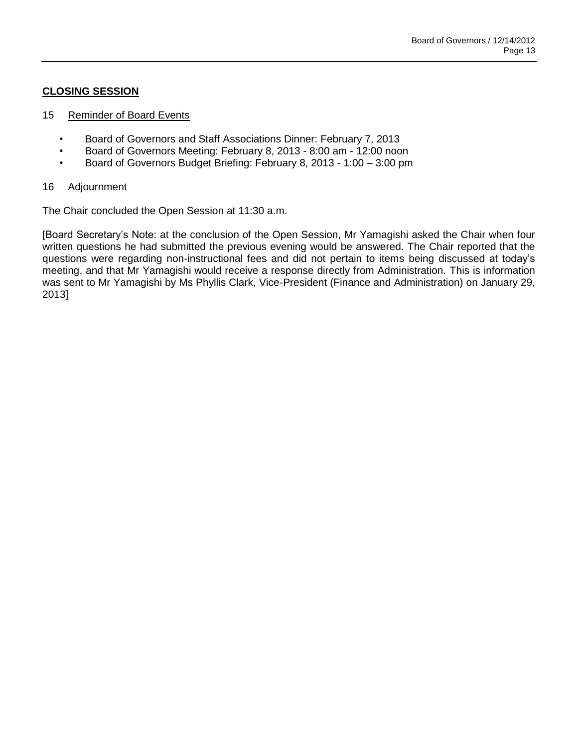## CLOSING SESSION

### 15 Reminder of Board Events

- Board of Governors and Staff Associations Dinner: February 7, 2013
- Board of Governors Meeting: February 8, 2013 - 8:00 am - 12:00 noon
- Board of Governors Budget Briefing: February 8, 2013 - 1:00 – 3:00 pm

### 16 Adjournment

The Chair concluded the Open Session at 11:30 a.m.

[Board Secretary's Note: at the conclusion of the Open Session, Mr Yamagishi asked the Chair when four written questions he had submitted the previous evening would be answered. The Chair reported that the questions were regarding non-instructional fees and did not pertain to items being discussed at today's meeting, and that Mr Yamagishi would receive a response directly from Administration. This is information was sent to Mr Yamagishi by Ms Phyllis Clark, Vice-President (Finance and Administration) on January 29, 2013]